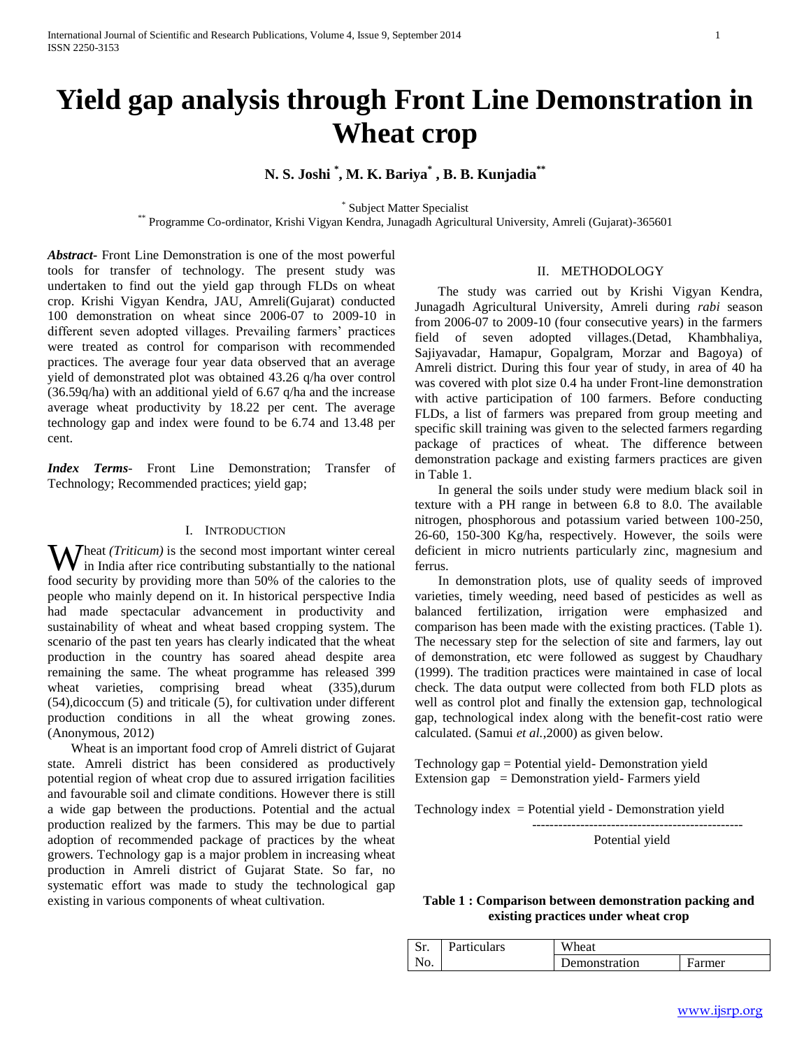# Yield gap analysis through Front Line Demonstration in Wheat crop

**N. S. Joshi [*], M. K. Bariya[*], B. B. Kunjadia[**]**

[*] Subject Matter Specialist
[**] Programme Co-ordinator, Krishi Vigyan Kendra, Junagadh Agricultural University, Amreli (Gujarat)-365601

***Abstract-*** Front Line Demonstration is one of the most powerful tools for transfer of technology. The present study was undertaken to find out the yield gap through FLDs on wheat crop. Krishi Vigyan Kendra, JAU, Amreli(Gujarat) conducted 100 demonstration on wheat since 2006-07 to 2009-10 in different seven adopted villages. Prevailing farmers' practices were treated as control for comparison with recommended practices. The average four year data observed that an average yield of demonstrated plot was obtained 43.26 q/ha over control (36.59q/ha) with an additional yield of 6.67 q/ha and the increase average wheat productivity by 18.22 per cent. The average technology gap and index were found to be 6.74 and 13.48 per cent.

***Index Terms*-** Front Line Demonstration; Transfer of Technology; Recommended practices; yield gap;

## I. Introduction

Wheat *(Triticum)* is the second most important winter cereal in India after rice contributing substantially to the national food security by providing more than 50% of the calories to the people who mainly depend on it. In historical perspective India had made spectacular advancement in productivity and sustainability of wheat and wheat based cropping system. The scenario of the past ten years has clearly indicated that the wheat production in the country has soared ahead despite area remaining the same. The wheat programme has released 399 wheat varieties, comprising bread wheat (335),durum (54),dicoccum (5) and triticale (5), for cultivation under different production conditions in all the wheat growing zones. (Anonymous, 2012)

Wheat is an important food crop of Amreli district of Gujarat state. Amreli district has been considered as productively potential region of wheat crop due to assured irrigation facilities and favourable soil and climate conditions. However there is still a wide gap between the productions. Potential and the actual production realized by the farmers. This may be due to partial adoption of recommended package of practices by the wheat growers. Technology gap is a major problem in increasing wheat production in Amreli district of Gujarat State. So far, no systematic effort was made to study the technological gap existing in various components of wheat cultivation.

## II. Methodology

The study was carried out by Krishi Vigyan Kendra, Junagadh Agricultural University, Amreli during *rabi* season from 2006-07 to 2009-10 (four consecutive years) in the farmers field of seven adopted villages.(Detad, Khambhaliya, Sajiyavadar, Hamapur, Gopalgram, Morzar and Bagoya) of Amreli district. During this four year of study, in area of 40 ha was covered with plot size 0.4 ha under Front-line demonstration with active participation of 100 farmers. Before conducting FLDs, a list of farmers was prepared from group meeting and specific skill training was given to the selected farmers regarding package of practices of wheat. The difference between demonstration package and existing farmers practices are given in Table 1.

In general the soils under study were medium black soil in texture with a PH range in between 6.8 to 8.0. The available nitrogen, phosphorous and potassium varied between 100-250, 26-60, 150-300 Kg/ha, respectively. However, the soils were deficient in micro nutrients particularly zinc, magnesium and ferrus.

In demonstration plots, use of quality seeds of improved varieties, timely weeding, need based of pesticides as well as balanced fertilization, irrigation were emphasized and comparison has been made with the existing practices. (Table 1). The necessary step for the selection of site and farmers, lay out of demonstration, etc were followed as suggest by Chaudhary (1999). The tradition practices were maintained in case of local check. The data output were collected from both FLD plots as well as control plot and finally the extension gap, technological gap, technological index along with the benefit-cost ratio were calculated. (Samui *et al.*,2000) as given below.

Technology gap = Potential yield- Demonstration yield
Extension gap = Demonstration yield- Farmers yield

$$\text{Technology index} = \frac{\text{Potential yield - Demonstration yield}}{\text{Potential yield}}$$

**Table 1 : Comparison between demonstration packing and existing practices under wheat crop**

| Sr. No. | Particulars | Wheat | |
|---|---|---|---|
| | | Demonstration | Farmer |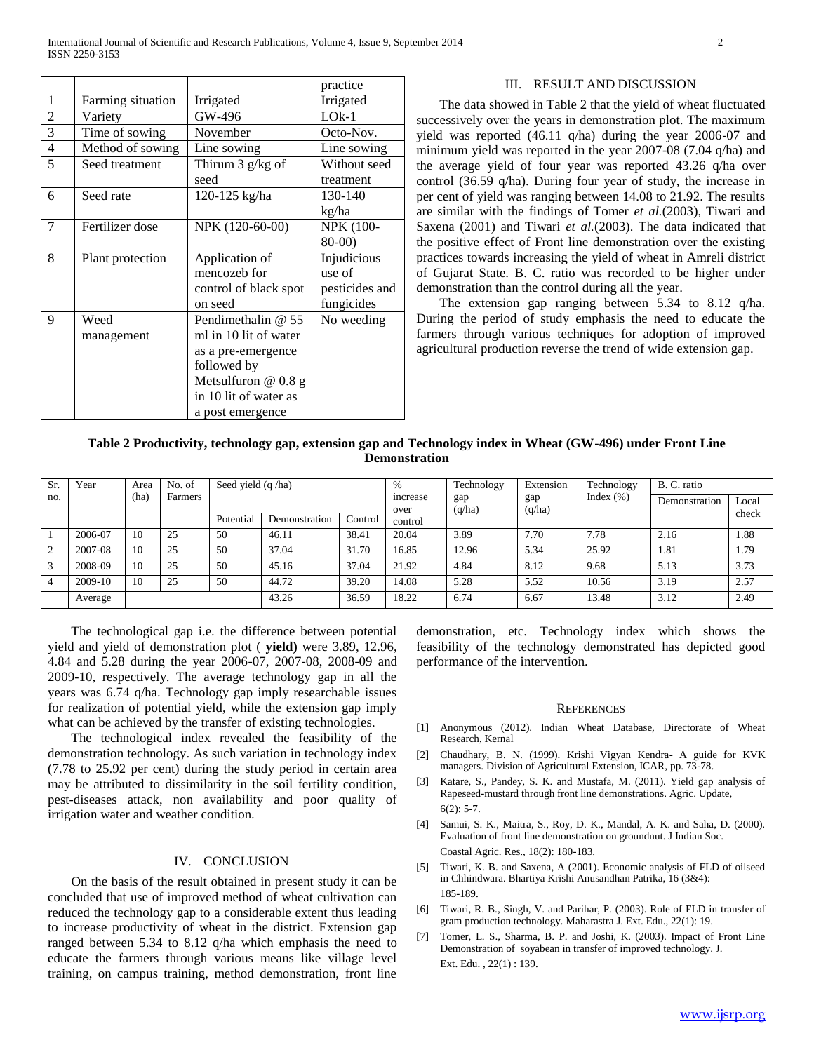| | | | practice |
|---|---|---|---|
| 1 | Farming situation | Irrigated | Irrigated |
| 2 | Variety | GW-496 | LOk-1 |
| 3 | Time of sowing | November | Octo-Nov. |
| 4 | Method of sowing | Line sowing | Line sowing |
| 5 | Seed treatment | Thirum 3 g/kg of seed | Without seed treatment |
| 6 | Seed rate | 120-125 kg/ha | 130-140 kg/ha |
| 7 | Fertilizer dose | NPK (120-60-00) | NPK (100-80-00) |
| 8 | Plant protection | Application of mencozeb for control of black spot on seed | Injudicious use of pesticides and fungicides |
| 9 | Weed management | Pendimethalin @ 55 ml in 10 lit of water as a pre-emergence followed by Metsulfuron @ 0.8 g in 10 lit of water as a post emergence | No weeding |

## III. RESULT AND DISCUSSION

The data showed in Table 2 that the yield of wheat fluctuated successively over the years in demonstration plot. The maximum yield was reported (46.11 q/ha) during the year 2006-07 and minimum yield was reported in the year 2007-08 (7.04 q/ha) and the average yield of four year was reported 43.26 q/ha over control (36.59 q/ha). During four year of study, the increase in per cent of yield was ranging between 14.08 to 21.92. The results are similar with the findings of Tomer *et al.*(2003), Tiwari and Saxena (2001) and Tiwari *et al.*(2003). The data indicated that the positive effect of Front line demonstration over the existing practices towards increasing the yield of wheat in Amreli district of Gujarat State. B. C. ratio was recorded to be higher under demonstration than the control during all the year.

The extension gap ranging between 5.34 to 8.12 q/ha. During the period of study emphasis the need to educate the farmers through various techniques for adoption of improved agricultural production reverse the trend of wide extension gap.

**Table 2 Productivity, technology gap, extension gap and Technology index in Wheat (GW-496) under Front Line Demonstration**

| Sr. no. | Year | Area (ha) | No. of Farmers | Seed yield (q /ha) | | | % increase over control | Technology gap (q/ha) | Extension gap (q/ha) | Technology Index (%) | B. C. ratio | |
|---|---|---|---|---|---|---|---|---|---|---|---|---|
| | | | | Potential | Demonstration | Control | | | | | Demonstration | Local check |
| 1 | 2006-07 | 10 | 25 | 50 | 46.11 | 38.41 | 20.04 | 3.89 | 7.70 | 7.78 | 2.16 | 1.88 |
| 2 | 2007-08 | 10 | 25 | 50 | 37.04 | 31.70 | 16.85 | 12.96 | 5.34 | 25.92 | 1.81 | 1.79 |
| 3 | 2008-09 | 10 | 25 | 50 | 45.16 | 37.04 | 21.92 | 4.84 | 8.12 | 9.68 | 5.13 | 3.73 |
| 4 | 2009-10 | 10 | 25 | 50 | 44.72 | 39.20 | 14.08 | 5.28 | 5.52 | 10.56 | 3.19 | 2.57 |
| | Average | | | | 43.26 | 36.59 | 18.22 | 6.74 | 6.67 | 13.48 | 3.12 | 2.49 |

The technological gap i.e. the difference between potential yield and yield of demonstration plot ( **yield)** were 3.89, 12.96, 4.84 and 5.28 during the year 2006-07, 2007-08, 2008-09 and 2009-10, respectively. The average technology gap in all the years was 6.74 q/ha. Technology gap imply researchable issues for realization of potential yield, while the extension gap imply what can be achieved by the transfer of existing technologies.

The technological index revealed the feasibility of the demonstration technology. As such variation in technology index (7.78 to 25.92 per cent) during the study period in certain area may be attributed to dissimilarity in the soil fertility condition, pest-diseases attack, non availability and poor quality of irrigation water and weather condition.

## IV. CONCLUSION

On the basis of the result obtained in present study it can be concluded that use of improved method of wheat cultivation can reduced the technology gap to a considerable extent thus leading to increase productivity of wheat in the district. Extension gap ranged between 5.34 to 8.12 q/ha which emphasis the need to educate the farmers through various means like village level training, on campus training, method demonstration, front line demonstration, etc. Technology index which shows the feasibility of the technology demonstrated has depicted good performance of the intervention.

## REFERENCES

[1] Anonymous (2012). Indian Wheat Database, Directorate of Wheat Research, Kernal

[2] Chaudhary, B. N. (1999). Krishi Vigyan Kendra- A guide for KVK managers. Division of Agricultural Extension, ICAR, pp. 73-78.

[3] Katare, S., Pandey, S. K. and Mustafa, M. (2011). Yield gap analysis of Rapeseed-mustard through front line demonstrations. Agric. Update, 6(2): 5-7.

[4] Samui, S. K., Maitra, S., Roy, D. K., Mandal, A. K. and Saha, D. (2000). Evaluation of front line demonstration on groundnut. J Indian Soc. Coastal Agric. Res., 18(2): 180-183.

[5] Tiwari, K. B. and Saxena, A (2001). Economic analysis of FLD of oilseed in Chhindwara. Bhartiya Krishi Anusandhan Patrika, 16 (3&4): 185-189.

[6] Tiwari, R. B., Singh, V. and Parihar, P. (2003). Role of FLD in transfer of gram production technology. Maharastra J. Ext. Edu., 22(1): 19.

[7] Tomer, L. S., Sharma, B. P. and Joshi, K. (2003). Impact of Front Line Demonstration of soyabean in transfer of improved technology. J. Ext. Edu. , 22(1) : 139.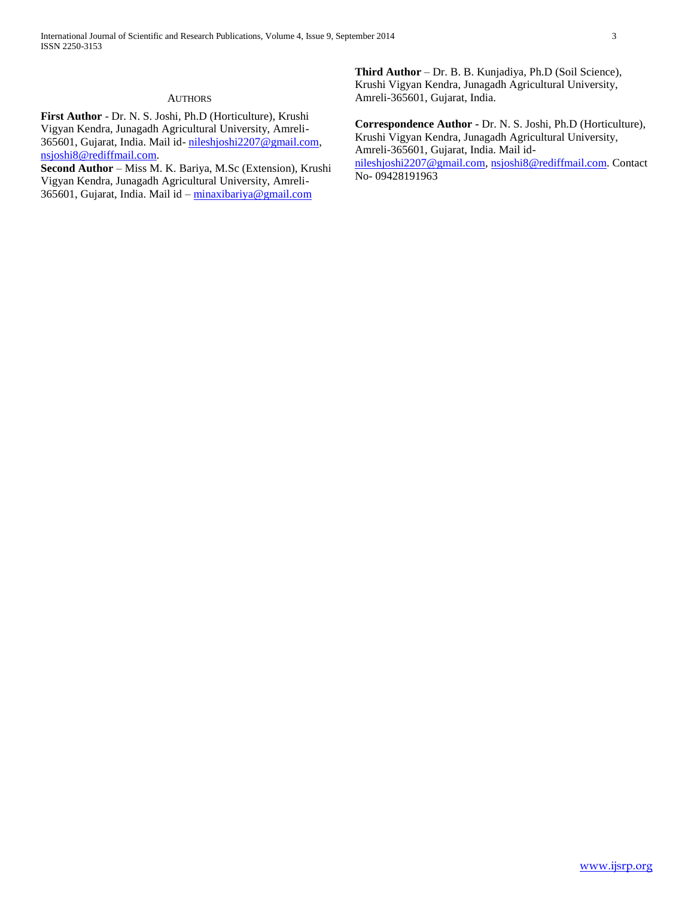## AUTHORS

**First Author** - Dr. N. S. Joshi, Ph.D (Horticulture), Krushi Vigyan Kendra, Junagadh Agricultural University, Amreli-365601, Gujarat, India. Mail id- nileshjoshi2207@gmail.com, nsjoshi8@rediffmail.com.

**Second Author** – Miss M. K. Bariya, M.Sc (Extension), Krushi Vigyan Kendra, Junagadh Agricultural University, Amreli-365601, Gujarat, India. Mail id – minaxibariya@gmail.com

**Third Author** – Dr. B. B. Kunjadiya, Ph.D (Soil Science), Krushi Vigyan Kendra, Junagadh Agricultural University, Amreli-365601, Gujarat, India.

**Correspondence Author** - Dr. N. S. Joshi, Ph.D (Horticulture), Krushi Vigyan Kendra, Junagadh Agricultural University, Amreli-365601, Gujarat, India. Mail id- nileshjoshi2207@gmail.com, nsjoshi8@rediffmail.com. Contact No- 09428191963